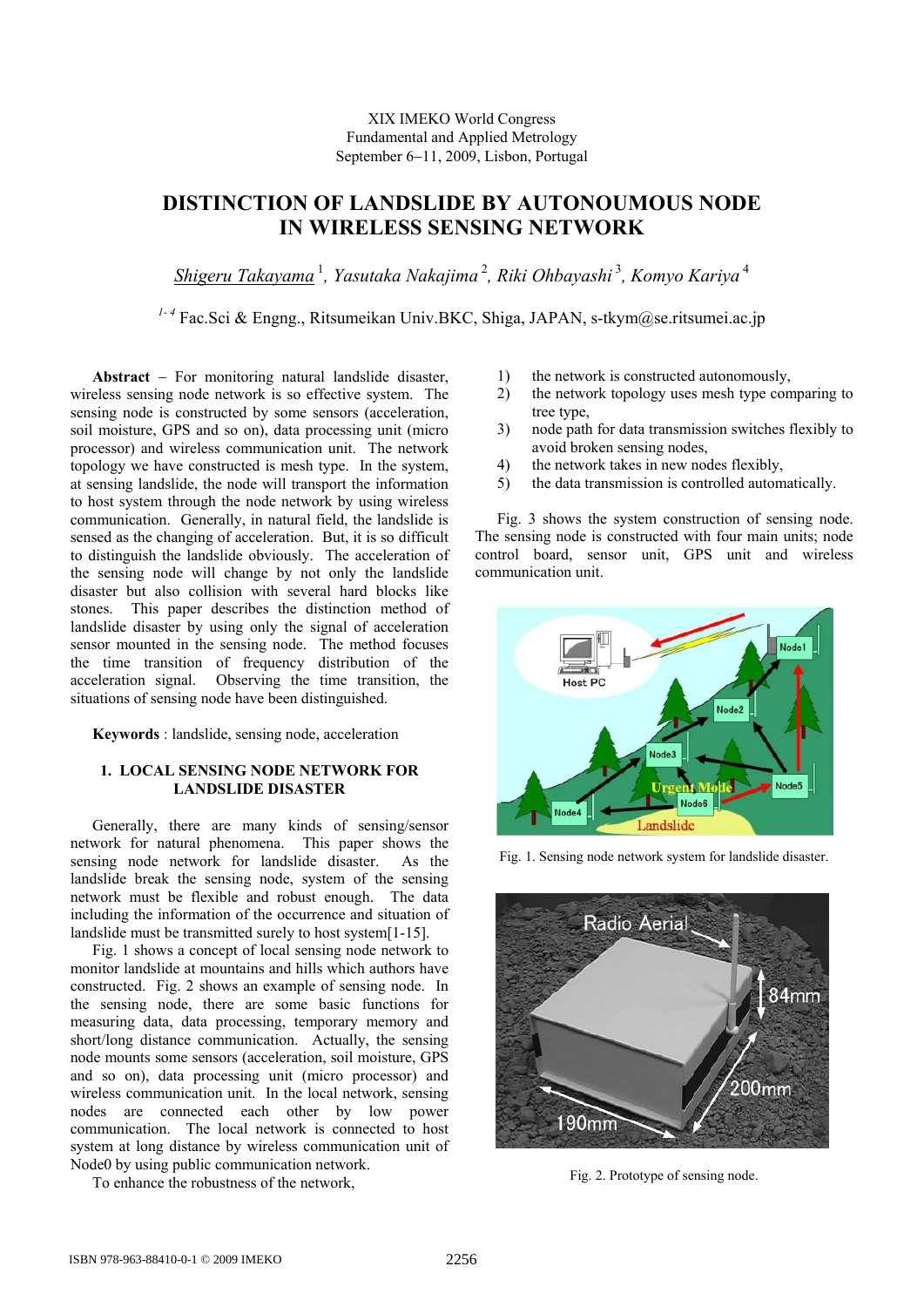XIX IMEKO World Congress
Fundamental and Applied Metrology
September 6−11, 2009, Lisbon, Portugal

# DISTINCTION OF LANDSLIDE BY AUTONOUMOUS NODE IN WIRELESS SENSING NETWORK

Shigeru Takayama [1], Yasutaka Nakajima [2], Riki Ohbayashi [3], Komyo Kariya [4]

[1-4] Fac.Sci & Engng., Ritsumeikan Univ.BKC, Shiga, JAPAN, s-tkym@se.ritsumei.ac.jp

**Abstract** − For monitoring natural landslide disaster, wireless sensing node network is so effective system. The sensing node is constructed by some sensors (acceleration, soil moisture, GPS and so on), data processing unit (micro processor) and wireless communication unit. The network topology we have constructed is mesh type. In the system, at sensing landslide, the node will transport the information to host system through the node network by using wireless communication. Generally, in natural field, the landslide is sensed as the changing of acceleration. But, it is so difficult to distinguish the landslide obviously. The acceleration of the sensing node will change by not only the landslide disaster but also collision with several hard blocks like stones. This paper describes the distinction method of landslide disaster by using only the signal of acceleration sensor mounted in the sensing node. The method focuses the time transition of frequency distribution of the acceleration signal. Observing the time transition, the situations of sensing node have been distinguished.

**Keywords** : landslide, sensing node, acceleration

## 1. LOCAL SENSING NODE NETWORK FOR LANDSLIDE DISASTER

Generally, there are many kinds of sensing/sensor network for natural phenomena. This paper shows the sensing node network for landslide disaster. As the landslide break the sensing node, system of the sensing network must be flexible and robust enough. The data including the information of the occurrence and situation of landslide must be transmitted surely to host system[1-15].

Fig. 1 shows a concept of local sensing node network to monitor landslide at mountains and hills which authors have constructed. Fig. 2 shows an example of sensing node. In the sensing node, there are some basic functions for measuring data, data processing, temporary memory and short/long distance communication. Actually, the sensing node mounts some sensors (acceleration, soil moisture, GPS and so on), data processing unit (micro processor) and wireless communication unit. In the local network, sensing nodes are connected each other by low power communication. The local network is connected to host system at long distance by wireless communication unit of Node0 by using public communication network.

To enhance the robustness of the network,

1) the network is constructed autonomously,
2) the network topology uses mesh type comparing to tree type,
3) node path for data transmission switches flexibly to avoid broken sensing nodes,
4) the network takes in new nodes flexibly,
5) the data transmission is controlled automatically.

Fig. 3 shows the system construction of sensing node. The sensing node is constructed with four main units; node control board, sensor unit, GPS unit and wireless communication unit.

Fig. 1. Sensing node network system for landslide disaster.

Fig. 2. Prototype of sensing node.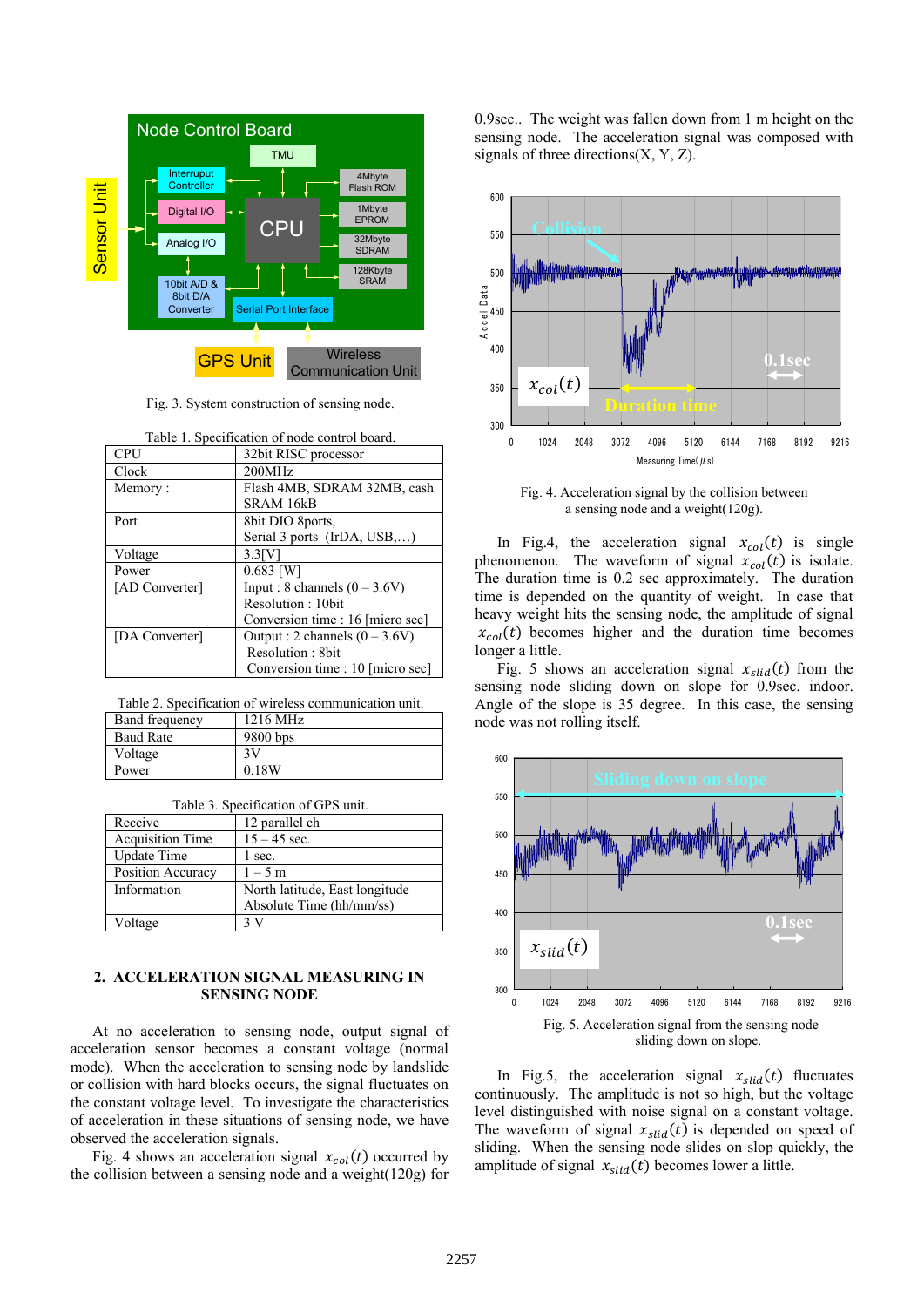Fig. 3. System construction of sensing node.

Table 1. Specification of node control board.

| CPU | 32bit RISC processor |
|---|---|
| Clock | 200MHz |
| Memory : | Flash 4MB, SDRAM 32MB, cash SRAM 16kB |
| Port | 8bit DIO 8ports, Serial 3 ports (IrDA, USB,…) |
| Voltage | 3.3[V] |
| Power | 0.683 [W] |
| [AD Converter] | Input : 8 channels (0 – 3.6V) Resolution : 10bit Conversion time : 16 [micro sec] |
| [DA Converter] | Output : 2 channels (0 – 3.6V) Resolution : 8bit Conversion time : 10 [micro sec] |

Table 2. Specification of wireless communication unit.

| Band frequency | 1216 MHz |
|---|---|
| Baud Rate | 9800 bps |
| Voltage | 3V |
| Power | 0.18W |

Table 3. Specification of GPS unit.

| Receive | 12 parallel ch |
|---|---|
| Acquisition Time | 15 – 45 sec. |
| Update Time | 1 sec. |
| Position Accuracy | 1 – 5 m |
| Information | North latitude, East longitude Absolute Time (hh/mm/ss) |
| Voltage | 3 V |

## 2. ACCELERATION SIGNAL MEASURING IN SENSING NODE

At no acceleration to sensing node, output signal of acceleration sensor becomes a constant voltage (normal mode). When the acceleration to sensing node by landslide or collision with hard blocks occurs, the signal fluctuates on the constant voltage level. To investigate the characteristics of acceleration in these situations of sensing node, we have observed the acceleration signals.

Fig. 4 shows an acceleration signal $x_{col}(t)$ occurred by the collision between a sensing node and a weight(120g) for 0.9sec.. The weight was fallen down from 1 m height on the sensing node. The acceleration signal was composed with signals of three directions(X, Y, Z).

Fig. 4. Acceleration signal by the collision between a sensing node and a weight(120g).

In Fig.4, the acceleration signal $x_{col}(t)$ is single phenomenon. The waveform of signal $x_{col}(t)$ is isolate. The duration time is 0.2 sec approximately. The duration time is depended on the quantity of weight. In case that heavy weight hits the sensing node, the amplitude of signal $x_{col}(t)$ becomes higher and the duration time becomes longer a little.

Fig. 5 shows an acceleration signal $x_{slid}(t)$ from the sensing node sliding down on slope for 0.9sec. indoor. Angle of the slope is 35 degree. In this case, the sensing node was not rolling itself.

Fig. 5. Acceleration signal from the sensing node sliding down on slope.

In Fig.5, the acceleration signal $x_{slid}(t)$ fluctuates continuously. The amplitude is not so high, but the voltage level distinguished with noise signal on a constant voltage. The waveform of signal $x_{slid}(t)$ is depended on speed of sliding. When the sensing node slides on slop quickly, the amplitude of signal $x_{slid}(t)$ becomes lower a little.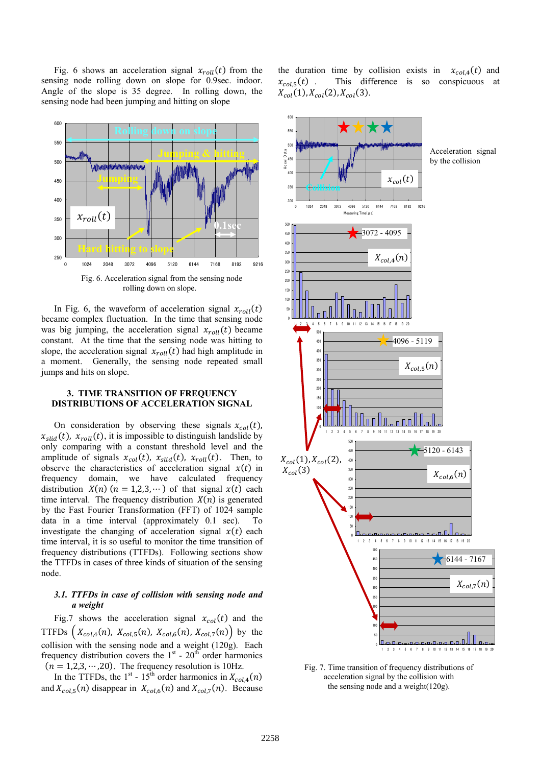Fig. 6 shows an acceleration signal $x_{roll}(t)$ from the sensing node rolling down on slope for 0.9sec. indoor. Angle of the slope is 35 degree. In rolling down, the sensing node had been jumping and hitting on slope

Fig. 6. Acceleration signal from the sensing node rolling down on slope.

In Fig. 6, the waveform of acceleration signal $x_{roll}(t)$ became complex fluctuation. In the time that sensing node was big jumping, the acceleration signal $x_{roll}(t)$ became constant. At the time that the sensing node was hitting to slope, the acceleration signal $x_{roll}(t)$ had high amplitude in a moment. Generally, the sensing node repeated small jumps and hits on slope.

## 3. TIME TRANSITION OF FREQUENCY DISTRIBUTIONS OF ACCELERATION SIGNAL

On consideration by observing these signals $x_{col}(t)$, $x_{slid}(t)$, $x_{roll}(t)$, it is impossible to distinguish landslide by only comparing with a constant threshold level and the amplitude of signals $x_{col}(t)$, $x_{slid}(t)$, $x_{roll}(t)$. Then, to observe the characteristics of acceleration signal $x(t)$ in frequency domain, we have calculated frequency distribution $X(n)$ $(n = 1,2,3,\cdots)$ of that signal $x(t)$ each time interval. The frequency distribution $X(n)$ is generated by the Fast Fourier Transformation (FFT) of 1024 sample data in a time interval (approximately 0.1 sec). To investigate the changing of acceleration signal $x(t)$ each time interval, it is so useful to monitor the time transition of frequency distributions (TTFDs). Following sections show the TTFDs in cases of three kinds of situation of the sensing node.

### *3.1. TTFDs in case of collision with sensing node and a weight*

Fig.7 shows the acceleration signal $x_{col}(t)$ and the TTFDs $\left(X_{col,4}(n),\ X_{col,5}(n),\ X_{col,6}(n),\ X_{col,7}(n)\right)$ by the collision with the sensing node and a weight (120g). Each frequency distribution covers the 1[st] - 20[th] order harmonics $(n = 1,2,3,\cdots,20)$. The frequency resolution is 10Hz.

In the TTFDs, the 1[st] - 15[th] order harmonics in $X_{col,4}(n)$ and $X_{col,5}(n)$ disappear in $X_{col,6}(n)$ and $X_{col,7}(n)$. Because the duration time by collision exists in $x_{col,4}(t)$ and $x_{col,5}(t)$. This difference is so conspicuous at $X_{col}(1), X_{col}(2), X_{col}(3)$.

Fig. 7. Time transition of frequency distributions of acceleration signal by the collision with the sensing node and a weight(120g).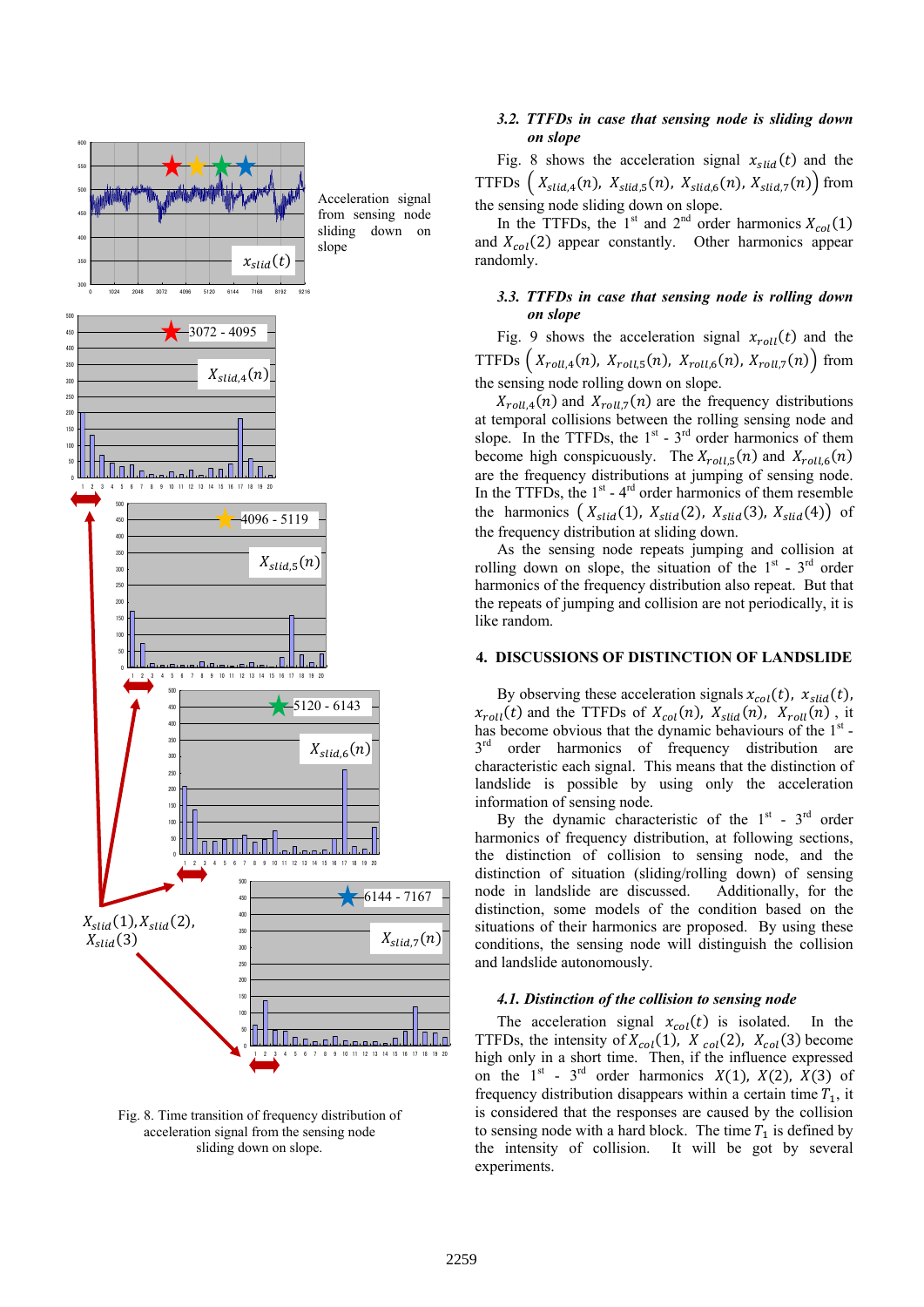Fig. 8. Time transition of frequency distribution of acceleration signal from the sensing node sliding down on slope.

### 3.2. TTFDs in case that sensing node is sliding down on slope

Fig. 8 shows the acceleration signal $x_{slid}(t)$ and the TTFDs $\left(X_{slid,4}(n),\ X_{slid,5}(n),\ X_{slid,6}(n),\ X_{slid,7}(n)\right)$ from the sensing node sliding down on slope.

In the TTFDs, the 1st and 2nd order harmonics $X_{col}(1)$ and $X_{col}(2)$ appear constantly. Other harmonics appear randomly.

### 3.3. TTFDs in case that sensing node is rolling down on slope

Fig. 9 shows the acceleration signal $x_{roll}(t)$ and the TTFDs $\left(X_{roll,4}(n),\ X_{roll,5}(n),\ X_{roll,6}(n),\ X_{roll,7}(n)\right)$ from the sensing node rolling down on slope.

$X_{roll,4}(n)$ and $X_{roll,7}(n)$ are the frequency distributions at temporal collisions between the rolling sensing node and slope. In the TTFDs, the 1st - 3rd order harmonics of them become high conspicuously. The $X_{roll,5}(n)$ and $X_{roll,6}(n)$ are the frequency distributions at jumping of sensing node. In the TTFDs, the 1st - 4rd order harmonics of them resemble the harmonics $\left(X_{slid}(1),\ X_{slid}(2),\ X_{slid}(3),\ X_{slid}(4)\right)$ of the frequency distribution at sliding down.

As the sensing node repeats jumping and collision at rolling down on slope, the situation of the 1st - 3rd order harmonics of the frequency distribution also repeat. But that the repeats of jumping and collision are not periodically, it is like random.

## 4. DISCUSSIONS OF DISTINCTION OF LANDSLIDE

By observing these acceleration signals $x_{col}(t)$, $x_{slid}(t)$, $x_{roll}(t)$ and the TTFDs of $X_{col}(n)$, $X_{slid}(n)$, $X_{roll}(n)$, it has become obvious that the dynamic behaviours of the 1st - 3rd order harmonics of frequency distribution are characteristic each signal. This means that the distinction of landslide is possible by using only the acceleration information of sensing node.

By the dynamic characteristic of the 1st - 3rd order harmonics of frequency distribution, at following sections, the distinction of collision to sensing node, and the distinction of situation (sliding/rolling down) of sensing node in landslide are discussed. Additionally, for the distinction, some models of the condition based on the situations of their harmonics are proposed. By using these conditions, the sensing node will distinguish the collision and landslide autonomously.

### 4.1. Distinction of the collision to sensing node

The acceleration signal $x_{col}(t)$ is isolated. In the TTFDs, the intensity of $X_{col}(1)$, $X_{col}(2)$, $X_{col}(3)$ become high only in a short time. Then, if the influence expressed on the 1st - 3rd order harmonics $X(1)$, $X(2)$, $X(3)$ of frequency distribution disappears within a certain time $T_1$, it is considered that the responses are caused by the collision to sensing node with a hard block. The time $T_1$ is defined by the intensity of collision. It will be got by several experiments.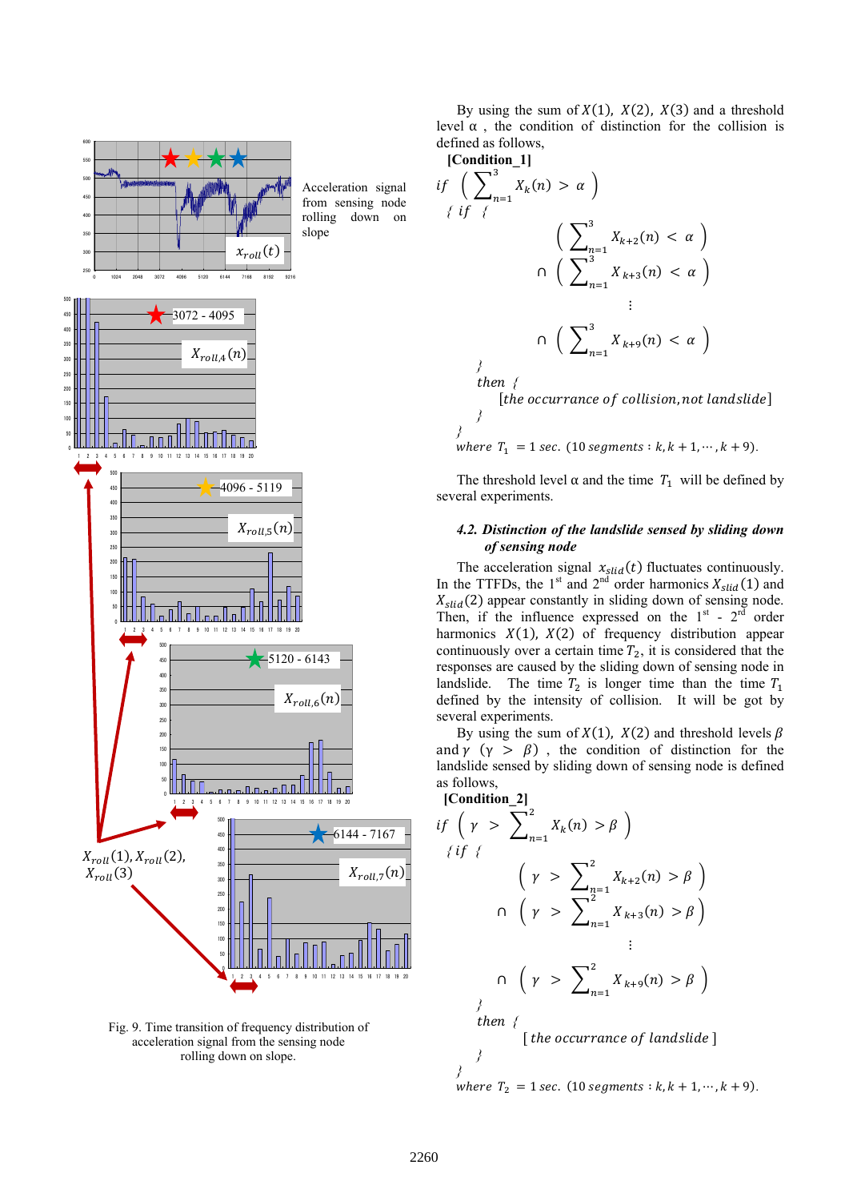Fig. 9. Time transition of frequency distribution of acceleration signal from the sensing node rolling down on slope.

By using the sum of $X(1)$, $X(2)$, $X(3)$ and a threshold level α , the condition of distinction for the collision is defined as follows,

**[Condition_1]**

$$
\begin{aligned}
& if\ \left( \sum_{n=1}^{3} X_k(n) > \alpha \right) \\
& \{ \ if \ \{ \\
& \qquad \left( \sum_{n=1}^{3} X_{k+2}(n) < \alpha \right) \\
& \qquad \cap \left( \sum_{n=1}^{3} X_{k+3}(n) < \alpha \right) \\
& \qquad \vdots \\
& \qquad \cap \left( \sum_{n=1}^{3} X_{k+9}(n) < \alpha \right) \\
& \quad \} \\
& \quad then \ \{ \\
& \qquad [the\ occurrance\ of\ collision, not\ landslide] \\
& \quad \} \\
& \} \\
& where\ T_1 = 1\ sec.\ (10\ segments : k, k+1, \cdots, k+9).
\end{aligned}
$$

The threshold level α and the time $T_1$ will be defined by several experiments.

### 4.2. Distinction of the landslide sensed by sliding down of sensing node

The acceleration signal $x_{slid}(t)$ fluctuates continuously. In the TTFDs, the 1st and 2nd order harmonics $X_{slid}(1)$ and $X_{slid}(2)$ appear constantly in sliding down of sensing node. Then, if the influence expressed on the 1st - 2nd order harmonics $X(1)$, $X(2)$ of frequency distribution appear continuously over a certain time $T_2$, it is considered that the responses are caused by the sliding down of sensing node in landslide. The time $T_2$ is longer time than the time $T_1$ defined by the intensity of collision. It will be got by several experiments.

By using the sum of $X(1)$, $X(2)$ and threshold levels $\beta$ and $\gamma$ $(\gamma > \beta)$ , the condition of distinction for the landslide sensed by sliding down of sensing node is defined as follows,

**[Condition_2]**

$$
\begin{aligned}
& if\ \left( \gamma > \sum_{n=1}^{2} X_k(n) > \beta \right) \\
& \{ \ if \ \{ \\
& \qquad \left( \gamma > \sum_{n=1}^{2} X_{k+2}(n) > \beta \right) \\
& \qquad \cap \left( \gamma > \sum_{n=1}^{2} X_{k+3}(n) > \beta \right) \\
& \qquad \vdots \\
& \qquad \cap \left( \gamma > \sum_{n=1}^{2} X_{k+9}(n) > \beta \right) \\
& \quad \} \\
& \quad then \ \{ \\
& \qquad [\ the\ occurrance\ of\ landslide\ ] \\
& \quad \} \\
& \} \\
& where\ T_2 = 1\ sec.\ (10\ segments : k, k+1, \cdots, k+9).
\end{aligned}
$$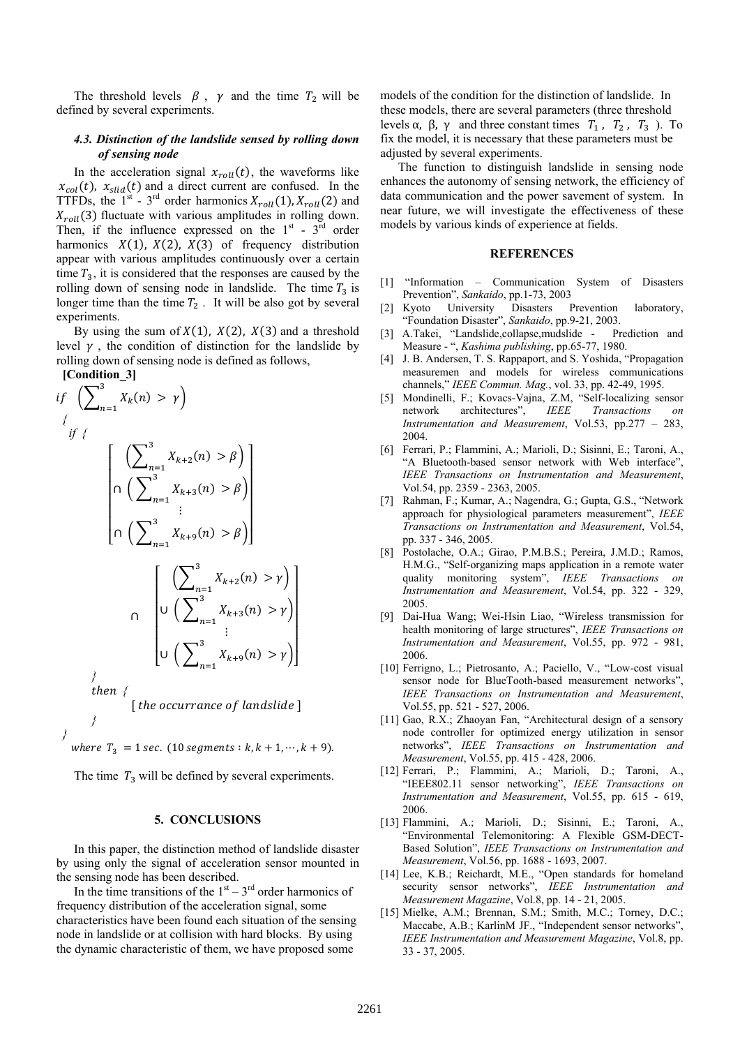The threshold levels $\beta$, $\gamma$ and the time $T_2$ will be defined by several experiments.

### *4.3. Distinction of the landslide sensed by rolling down of sensing node*

In the acceleration signal $x_{roll}(t)$, the waveforms like $x_{col}(t)$, $x_{slid}(t)$ and a direct current are confused. In the TTFDs, the 1st - 3rd order harmonics $X_{roll}(1)$, $X_{roll}(2)$ and $X_{roll}(3)$ fluctuate with various amplitudes in rolling down. Then, if the influence expressed on the 1st - 3rd order harmonics $X(1)$, $X(2)$, $X(3)$ of frequency distribution appear with various amplitudes continuously over a certain time $T_3$, it is considered that the responses are caused by the rolling down of sensing node in landslide. The time $T_3$ is longer time than the time $T_2$. It will be also got by several experiments.

By using the sum of $X(1)$, $X(2)$, $X(3)$ and a threshold level $\gamma$, the condition of distinction for the landslide by rolling down of sensing node is defined as follows,

**[Condition_3]**

$$
\begin{aligned}
& if \ \left(\sum_{n=1}^{3} X_k(n) > \gamma\right) \\
& \{ \\
& \quad if \ \{ \\
& \qquad \begin{bmatrix} \left(\sum_{n=1}^{3} X_{k+2}(n) > \beta\right) \\ \cap \left(\sum_{n=1}^{3} X_{k+3}(n) > \beta\right) \\ \vdots \\ \cap \left(\sum_{n=1}^{3} X_{k+9}(n) > \beta\right) \end{bmatrix} \\
& \qquad \cap \begin{bmatrix} \left(\sum_{n=1}^{3} X_{k+2}(n) > \gamma\right) \\ \cup \left(\sum_{n=1}^{3} X_{k+3}(n) > \gamma\right) \\ \vdots \\ \cup \left(\sum_{n=1}^{3} X_{k+9}(n) > \gamma\right) \end{bmatrix} \\
& \quad \} \\
& \quad then \ \{ \\
& \qquad [\, the\ occurrance\ of\ landslide \,] \\
& \quad \} \\
& \}
\end{aligned}
$$

where $T_3 = 1\,sec.$ $(10\,segments: k, k+1, \cdots, k+9)$.

The time $T_3$ will be defined by several experiments.

## 5. CONCLUSIONS

In this paper, the distinction method of landslide disaster by using only the signal of acceleration sensor mounted in the sensing node has been described.

In the time transitions of the 1st – 3rd order harmonics of frequency distribution of the acceleration signal, some characteristics have been found each situation of the sensing node in landslide or at collision with hard blocks. By using the dynamic characteristic of them, we have proposed some models of the condition for the distinction of landslide. In these models, there are several parameters (three threshold levels α, β, γ and three constant times $T_1$, $T_2$, $T_3$). To fix the model, it is necessary that these parameters must be adjusted by several experiments.

The function to distinguish landslide in sensing node enhances the autonomy of sensing network, the efficiency of data communication and the power savement of system. In near future, we will investigate the effectiveness of these models by various kinds of experience at fields.

## REFERENCES

[1] "Information – Communication System of Disasters Prevention", *Sankaido*, pp.1-73, 2003

[2] Kyoto University Disasters Prevention laboratory, "Foundation Disaster", *Sankaido*, pp.9-21, 2003.

[3] A.Takei, "Landslide,collapse,mudslide - Prediction and Measure - ", *Kashima publishing*, pp.65-77, 1980.

[4] J. B. Andersen, T. S. Rappaport, and S. Yoshida, "Propagation measuremen and models for wireless communications channels," *IEEE Commun. Mag.*, vol. 33, pp. 42-49, 1995.

[5] Mondinelli, F.; Kovacs-Vajna, Z.M, "Self-localizing sensor network architectures", *IEEE Transactions on Instrumentation and Measurement*, Vol.53, pp.277 – 283, 2004.

[6] Ferrari, P.; Flammini, A.; Marioli, D.; Sisinni, E.; Taroni, A., "A Bluetooth-based sensor network with Web interface", *IEEE Transactions on Instrumentation and Measurement*, Vol.54, pp. 2359 - 2363, 2005.

[7] Rahman, F.; Kumar, A.; Nagendra, G.; Gupta, G.S., "Network approach for physiological parameters measurement", *IEEE Transactions on Instrumentation and Measurement*, Vol.54, pp. 337 - 346, 2005.

[8] Postolache, O.A.; Girao, P.M.B.S.; Pereira, J.M.D.; Ramos, H.M.G., "Self-organizing maps application in a remote water quality monitoring system", *IEEE Transactions on Instrumentation and Measurement*, Vol.54, pp. 322 - 329, 2005.

[9] Dai-Hua Wang; Wei-Hsin Liao, "Wireless transmission for health monitoring of large structures", *IEEE Transactions on Instrumentation and Measurement*, Vol.55, pp. 972 - 981, 2006.

[10] Ferrigno, L.; Pietrosanto, A.; Paciello, V., "Low-cost visual sensor node for BlueTooth-based measurement networks", *IEEE Transactions on Instrumentation and Measurement*, Vol.55, pp. 521 - 527, 2006.

[11] Gao, R.X.; Zhaoyan Fan, "Architectural design of a sensory node controller for optimized energy utilization in sensor networks", *IEEE Transactions on Instrumentation and Measurement*, Vol.55, pp. 415 - 428, 2006.

[12] Ferrari, P.; Flammini, A.; Marioli, D.; Taroni, A., "IEEE802.11 sensor networking", *IEEE Transactions on Instrumentation and Measurement*, Vol.55, pp. 615 - 619, 2006.

[13] Flammini, A.; Marioli, D.; Sisinni, E.; Taroni, A., "Environmental Telemonitoring: A Flexible GSM-DECT-Based Solution", *IEEE Transactions on Instrumentation and Measurement*, Vol.56, pp. 1688 - 1693, 2007.

[14] Lee, K.B.; Reichardt, M.E., "Open standards for homeland security sensor networks", *IEEE Instrumentation and Measurement Magazine*, Vol.8, pp. 14 - 21, 2005.

[15] Mielke, A.M.; Brennan, S.M.; Smith, M.C.; Torney, D.C.; Maccabe, A.B.; KarlinM JF., "Independent sensor networks", *IEEE Instrumentation and Measurement Magazine*, Vol.8, pp. 33 - 37, 2005.